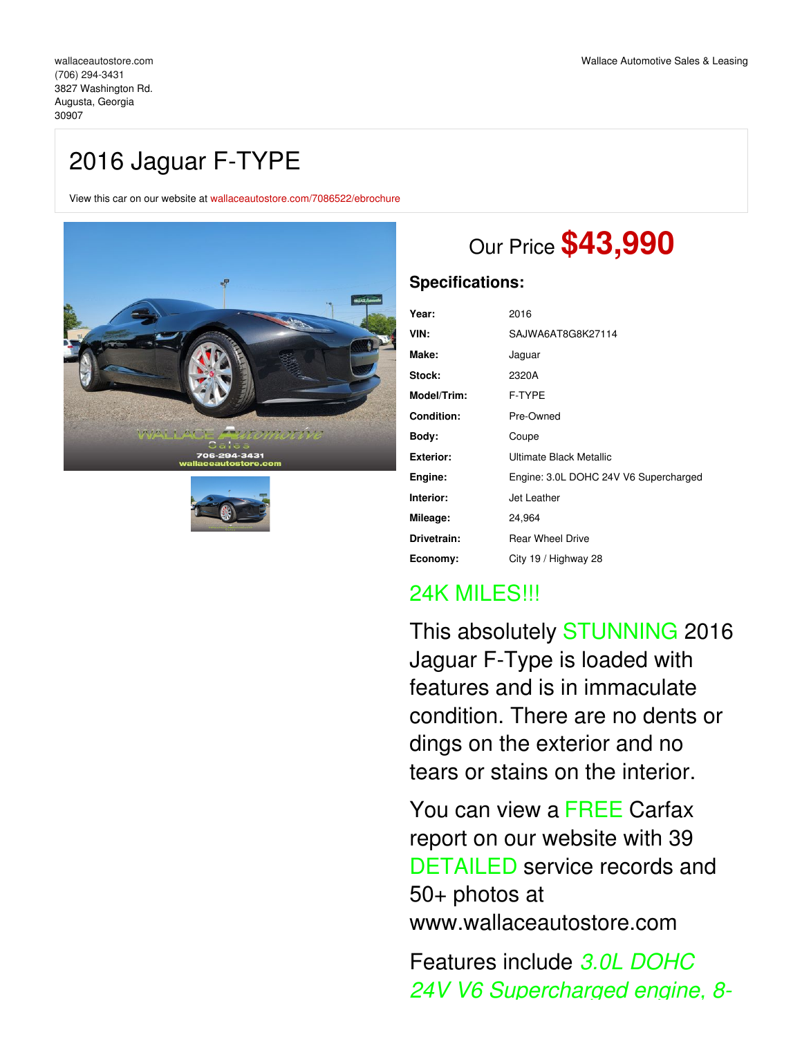wallaceautostore.com
(706) 294-3431
3827 Washington Rd.
Augusta, Georgia
30907

Wallace Automotive Sales & Leasing

# 2016 Jaguar F-TYPE

View this car on our website at wallaceautostore.com/7086522/ebrochure

Our Price **$43,990**

## Specifications:

| | |
|---|---|
| **Year:** | 2016 |
| **VIN:** | SAJWA6AT8G8K27114 |
| **Make:** | Jaguar |
| **Stock:** | 2320A |
| **Model/Trim:** | F-TYPE |
| **Condition:** | Pre-Owned |
| **Body:** | Coupe |
| **Exterior:** | Ultimate Black Metallic |
| **Engine:** | Engine: 3.0L DOHC 24V V6 Supercharged |
| **Interior:** | Jet Leather |
| **Mileage:** | 24,964 |
| **Drivetrain:** | Rear Wheel Drive |
| **Economy:** | City 19 / Highway 28 |

24K MILES!!!

This absolutely STUNNING 2016 Jaguar F-Type is loaded with features and is in immaculate condition. There are no dents or dings on the exterior and no tears or stains on the interior.

You can view a FREE Carfax report on our website with 39 DETAILED service records and 50+ photos at www.wallaceautostore.com

Features include *3.0L DOHC 24V V6 Supercharged engine, 8-*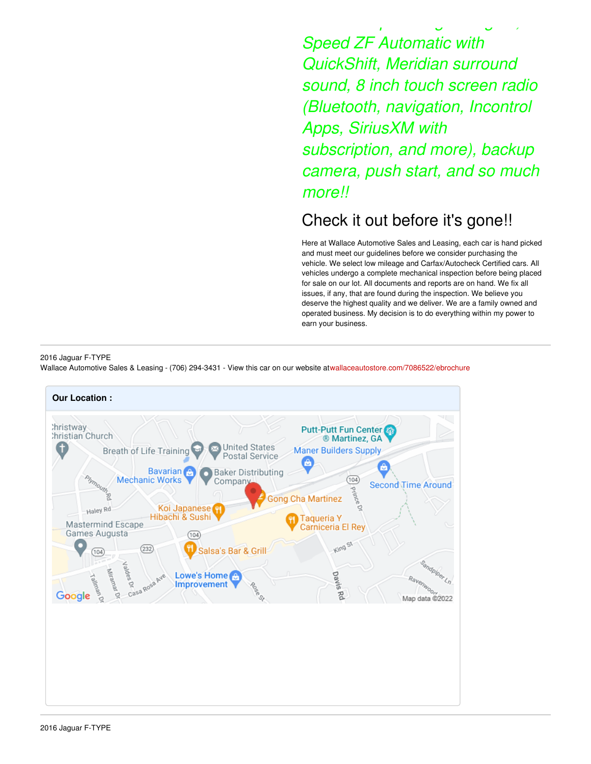*Speed ZF Automatic with QuickShift, Meridian surround sound, 8 inch touch screen radio (Bluetooth, navigation, Incontrol Apps, SiriusXM with subscription, and more), backup camera, push start, and so much more!!*

## Check it out before it's gone!!

Here at Wallace Automotive Sales and Leasing, each car is hand picked and must meet our guidelines before we consider purchasing the vehicle. We select low mileage and Carfax/Autocheck Certified cars. All vehicles undergo a complete mechanical inspection before being placed for sale on our lot. All documents and reports are on hand. We fix all issues, if any, that are found during the inspection. We believe you deserve the highest quality and we deliver. We are a family owned and operated business. My decision is to do everything within my power to earn your business.

---

2016 Jaguar F-TYPE
Wallace Automotive Sales & Leasing - (706) 294-3431 - View this car on our website atwallaceautostore.com/7086522/ebrochure

**Our Location :**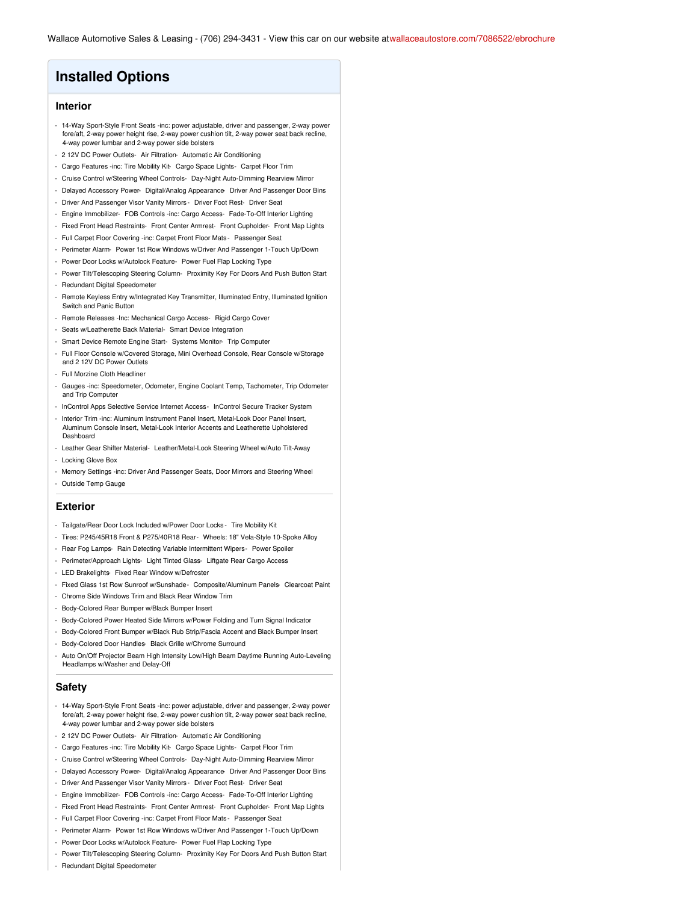Wallace Automotive Sales & Leasing - (706) 294-3431 - View this car on our website at wallaceautostore.com/7086522/ebrochure

# Installed Options

## Interior

- 14-Way Sport-Style Front Seats -inc: power adjustable, driver and passenger, 2-way power fore/aft, 2-way power height rise, 2-way power cushion tilt, 2-way power seat back recline, 4-way power lumbar and 2-way power side bolsters
- 2 12V DC Power Outlets- Air Filtration- Automatic Air Conditioning
- Cargo Features -inc: Tire Mobility Kit- Cargo Space Lights- Carpet Floor Trim
- Cruise Control w/Steering Wheel Controls- Day-Night Auto-Dimming Rearview Mirror
- Delayed Accessory Power- Digital/Analog Appearance- Driver And Passenger Door Bins
- Driver And Passenger Visor Vanity Mirrors - Driver Foot Rest- Driver Seat
- Engine Immobilizer- FOB Controls -inc: Cargo Access- Fade-To-Off Interior Lighting
- Fixed Front Head Restraints- Front Center Armrest- Front Cupholder- Front Map Lights
- Full Carpet Floor Covering -inc: Carpet Front Floor Mats - Passenger Seat
- Perimeter Alarm- Power 1st Row Windows w/Driver And Passenger 1-Touch Up/Down
- Power Door Locks w/Autolock Feature- Power Fuel Flap Locking Type
- Power Tilt/Telescoping Steering Column- Proximity Key For Doors And Push Button Start
- Redundant Digital Speedometer
- Remote Keyless Entry w/Integrated Key Transmitter, Illuminated Entry, Illuminated Ignition Switch and Panic Button
- Remote Releases -Inc: Mechanical Cargo Access- Rigid Cargo Cover
- Seats w/Leatherette Back Material- Smart Device Integration
- Smart Device Remote Engine Start- Systems Monitor- Trip Computer
- Full Floor Console w/Covered Storage, Mini Overhead Console, Rear Console w/Storage and 2 12V DC Power Outlets
- Full Morzine Cloth Headliner
- Gauges -inc: Speedometer, Odometer, Engine Coolant Temp, Tachometer, Trip Odometer and Trip Computer
- InControl Apps Selective Service Internet Access- InControl Secure Tracker System
- Interior Trim -inc: Aluminum Instrument Panel Insert, Metal-Look Door Panel Insert, Aluminum Console Insert, Metal-Look Interior Accents and Leatherette Upholstered Dashboard
- Leather Gear Shifter Material- Leather/Metal-Look Steering Wheel w/Auto Tilt-Away
- Locking Glove Box
- Memory Settings -inc: Driver And Passenger Seats, Door Mirrors and Steering Wheel
- Outside Temp Gauge

## Exterior

- Tailgate/Rear Door Lock Included w/Power Door Locks - Tire Mobility Kit
- Tires: P245/45R18 Front & P275/40R18 Rear- Wheels: 18" Vela-Style 10-Spoke Alloy
- Rear Fog Lamps- Rain Detecting Variable Intermittent Wipers- Power Spoiler
- Perimeter/Approach Lights- Light Tinted Glass- Liftgate Rear Cargo Access
- LED Brakelights- Fixed Rear Window w/Defroster
- Fixed Glass 1st Row Sunroof w/Sunshade- Composite/Aluminum Panels- Clearcoat Paint
- Chrome Side Windows Trim and Black Rear Window Trim
- Body-Colored Rear Bumper w/Black Bumper Insert
- Body-Colored Power Heated Side Mirrors w/Power Folding and Turn Signal Indicator
- Body-Colored Front Bumper w/Black Rub Strip/Fascia Accent and Black Bumper Insert
- Body-Colored Door Handles- Black Grille w/Chrome Surround
- Auto On/Off Projector Beam High Intensity Low/High Beam Daytime Running Auto-Leveling Headlamps w/Washer and Delay-Off

## Safety

- 14-Way Sport-Style Front Seats -inc: power adjustable, driver and passenger, 2-way power fore/aft, 2-way power height rise, 2-way power cushion tilt, 2-way power seat back recline, 4-way power lumbar and 2-way power side bolsters
- 2 12V DC Power Outlets- Air Filtration- Automatic Air Conditioning
- Cargo Features -inc: Tire Mobility Kit- Cargo Space Lights- Carpet Floor Trim
- Cruise Control w/Steering Wheel Controls- Day-Night Auto-Dimming Rearview Mirror
- Delayed Accessory Power- Digital/Analog Appearance- Driver And Passenger Door Bins
- Driver And Passenger Visor Vanity Mirrors - Driver Foot Rest- Driver Seat
- Engine Immobilizer- FOB Controls -inc: Cargo Access- Fade-To-Off Interior Lighting
- Fixed Front Head Restraints- Front Center Armrest- Front Cupholder- Front Map Lights
- Full Carpet Floor Covering -inc: Carpet Front Floor Mats - Passenger Seat
- Perimeter Alarm- Power 1st Row Windows w/Driver And Passenger 1-Touch Up/Down
- Power Door Locks w/Autolock Feature- Power Fuel Flap Locking Type
- Power Tilt/Telescoping Steering Column- Proximity Key For Doors And Push Button Start
- Redundant Digital Speedometer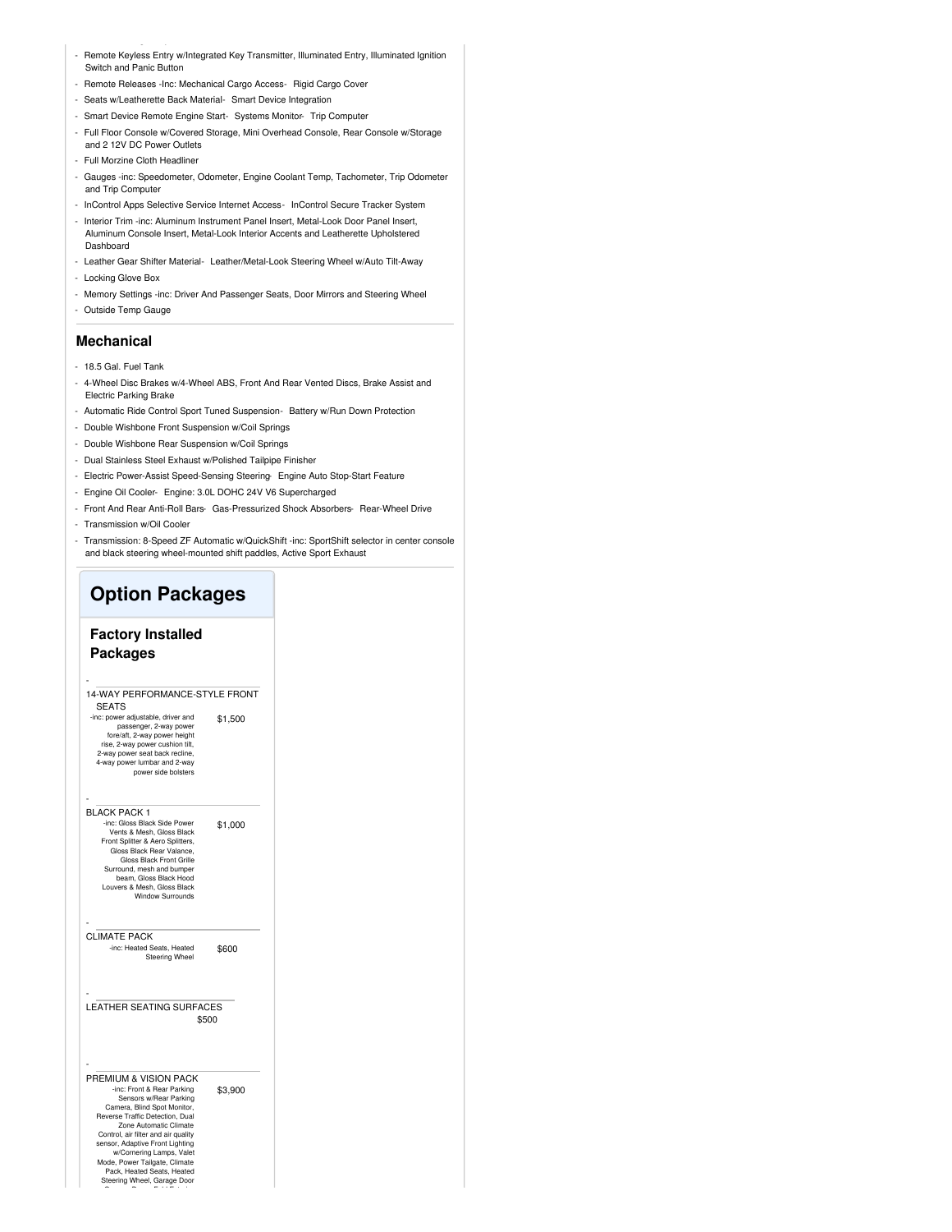- Remote Keyless Entry w/Integrated Key Transmitter, Illuminated Entry, Illuminated Ignition Switch and Panic Button
- Remote Releases -Inc: Mechanical Cargo Access- Rigid Cargo Cover
- Seats w/Leatherette Back Material- Smart Device Integration
- Smart Device Remote Engine Start- Systems Monitor- Trip Computer
- Full Floor Console w/Covered Storage, Mini Overhead Console, Rear Console w/Storage and 2 12V DC Power Outlets
- Full Morzine Cloth Headliner
- Gauges -inc: Speedometer, Odometer, Engine Coolant Temp, Tachometer, Trip Odometer and Trip Computer
- InControl Apps Selective Service Internet Access- InControl Secure Tracker System
- Interior Trim -inc: Aluminum Instrument Panel Insert, Metal-Look Door Panel Insert, Aluminum Console Insert, Metal-Look Interior Accents and Leatherette Upholstered Dashboard
- Leather Gear Shifter Material- Leather/Metal-Look Steering Wheel w/Auto Tilt-Away
- Locking Glove Box
- Memory Settings -inc: Driver And Passenger Seats, Door Mirrors and Steering Wheel
- Outside Temp Gauge

### Mechanical

- 18.5 Gal. Fuel Tank
- 4-Wheel Disc Brakes w/4-Wheel ABS, Front And Rear Vented Discs, Brake Assist and Electric Parking Brake
- Automatic Ride Control Sport Tuned Suspension- Battery w/Run Down Protection
- Double Wishbone Front Suspension w/Coil Springs
- Double Wishbone Rear Suspension w/Coil Springs
- Dual Stainless Steel Exhaust w/Polished Tailpipe Finisher
- Electric Power-Assist Speed-Sensing Steering- Engine Auto Stop-Start Feature
- Engine Oil Cooler- Engine: 3.0L DOHC 24V V6 Supercharged
- Front And Rear Anti-Roll Bars- Gas-Pressurized Shock Absorbers- Rear-Wheel Drive
- Transmission w/Oil Cooler
- Transmission: 8-Speed ZF Automatic w/QuickShift -inc: SportShift selector in center console and black steering wheel-mounted shift paddles, Active Sport Exhaust

## Option Packages

### Factory Installed Packages

- 14-WAY PERFORMANCE-STYLE FRONT SEATS — $1,500
  -inc: power adjustable, driver and passenger, 2-way power fore/aft, 2-way power height rise, 2-way power cushion tilt, 2-way power seat back recline, 4-way power lumbar and 2-way power side bolsters

- BLACK PACK 1 — $1,000
  -inc: Gloss Black Side Power Vents & Mesh, Gloss Black Front Splitter & Aero Splitters, Gloss Black Rear Valance, Gloss Black Front Grille Surround, mesh and bumper beam, Gloss Black Hood Louvers & Mesh, Gloss Black Window Surrounds

- CLIMATE PACK — $600
  -inc: Heated Seats, Heated Steering Wheel

- LEATHER SEATING SURFACES — $500

- PREMIUM & VISION PACK — $3,900
  -inc: Front & Rear Parking Sensors w/Rear Parking Camera, Blind Spot Monitor, Reverse Traffic Detection, Dual Zone Automatic Climate Control, air filter and air quality sensor, Adaptive Front Lighting w/Cornering Lamps, Valet Mode, Power Tailgate, Climate Pack, Heated Seats, Heated Steering Wheel, Garage Door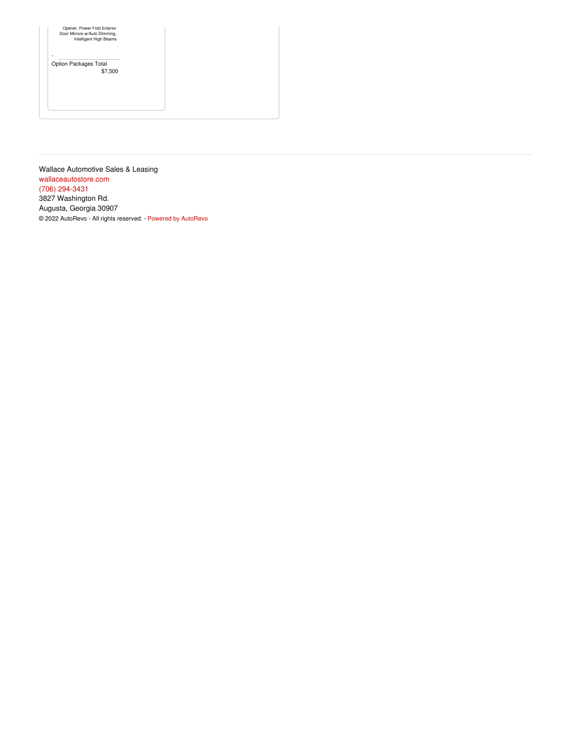Opener, Power Fold Exterior Door Mirrors w/Auto Dimming, Intelligent High Beams

-

Option Packages Total

$7,500

Wallace Automotive Sales & Leasing
wallaceautostore.com
(706) 294-3431
3827 Washington Rd.
Augusta, Georgia 30907
© 2022 AutoRevo - All rights reserved. - Powered by AutoRevo